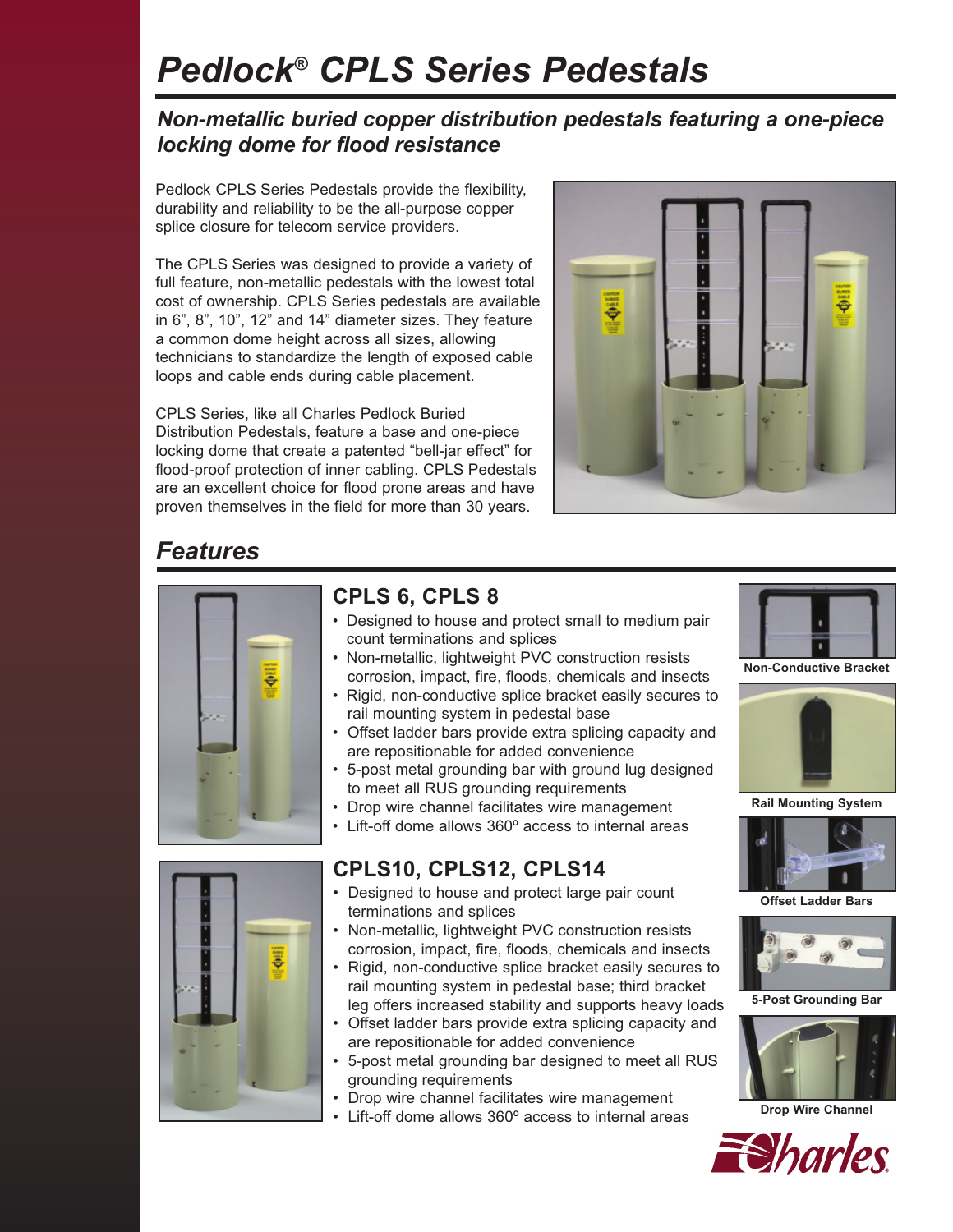# Pedlock® CPLS Series Pedestals

## *Non-metallic buried copper distribution pedestals featuring a one-piece locking dome for flood resistance*

Pedlock CPLS Series Pedestals provide the flexibility, durability and reliability to be the all-purpose copper splice closure for telecom service providers.

The CPLS Series was designed to provide a variety of full feature, non-metallic pedestals with the lowest total cost of ownership. CPLS Series pedestals are available in 6", 8", 10", 12" and 14" diameter sizes. They feature a common dome height across all sizes, allowing technicians to standardize the length of exposed cable loops and cable ends during cable placement.

CPLS Series, like all Charles Pedlock Buried Distribution Pedestals, feature a base and one-piece locking dome that create a patented "bell-jar effect" for flood-proof protection of inner cabling. CPLS Pedestals are an excellent choice for flood prone areas and have proven themselves in the field for more than 30 years.

## Features

### CPLS 6, CPLS 8

- Designed to house and protect small to medium pair count terminations and splices
- Non-metallic, lightweight PVC construction resists corrosion, impact, fire, floods, chemicals and insects
- Rigid, non-conductive splice bracket easily secures to rail mounting system in pedestal base
- Offset ladder bars provide extra splicing capacity and are repositionable for added convenience
- 5-post metal grounding bar with ground lug designed to meet all RUS grounding requirements
- Drop wire channel facilitates wire management
- Lift-off dome allows 360º access to internal areas

### CPLS10, CPLS12, CPLS14

- Designed to house and protect large pair count terminations and splices
- Non-metallic, lightweight PVC construction resists corrosion, impact, fire, floods, chemicals and insects
- Rigid, non-conductive splice bracket easily secures to rail mounting system in pedestal base; third bracket leg offers increased stability and supports heavy loads
- Offset ladder bars provide extra splicing capacity and are repositionable for added convenience
- 5-post metal grounding bar designed to meet all RUS grounding requirements
- Drop wire channel facilitates wire management
- Lift-off dome allows 360º access to internal areas

**Non-Conductive Bracket**

**Rail Mounting System**

**Offset Ladder Bars**

**5-Post Grounding Bar**

**Drop Wire Channel**

Charles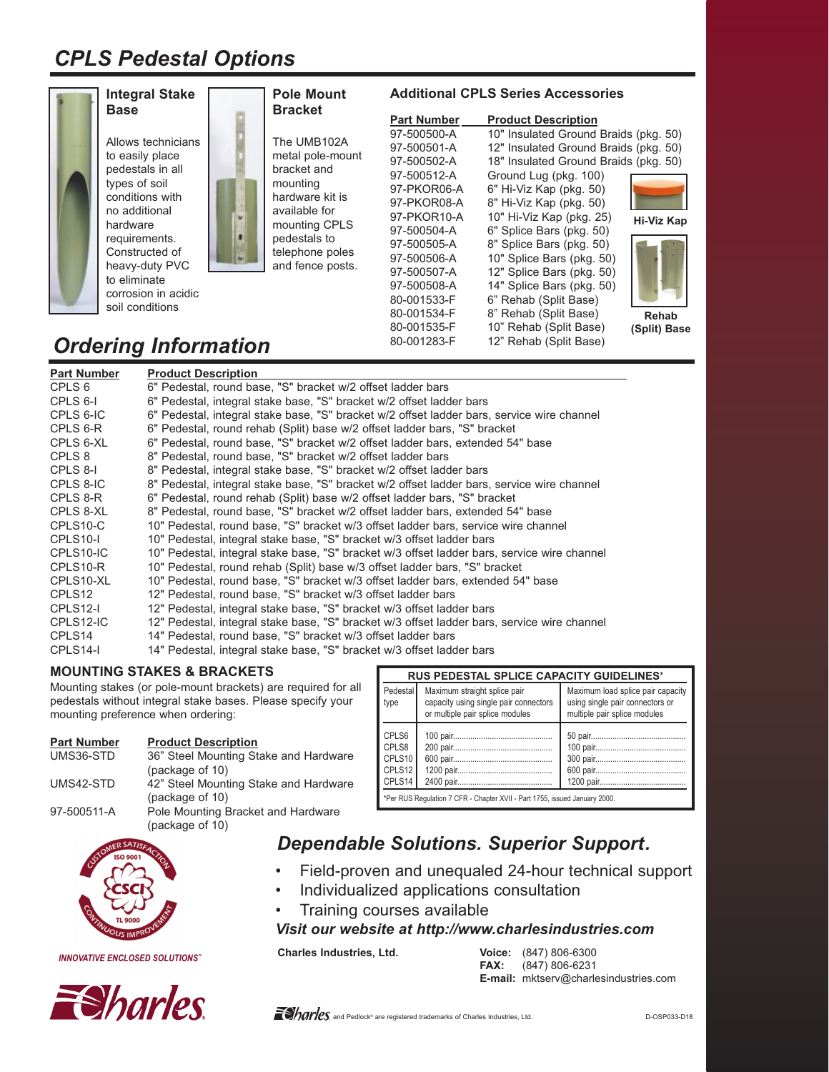# CPLS Pedestal Options

### Integral Stake Base

Allows technicians to easily place pedestals in all types of soil conditions with no additional hardware requirements. Constructed of heavy-duty PVC to eliminate corrosion in acidic soil conditions

### Pole Mount Bracket

The UMB102A metal pole-mount bracket and mounting hardware kit is available for mounting CPLS pedestals to telephone poles and fence posts.

### Additional CPLS Series Accessories

| Part Number | Product Description |
|---|---|
| 97-500500-A | 10" Insulated Ground Braids (pkg. 50) |
| 97-500501-A | 12" Insulated Ground Braids (pkg. 50) |
| 97-500502-A | 18" Insulated Ground Braids (pkg. 50) |
| 97-500512-A | Ground Lug (pkg. 100) |
| 97-PKOR06-A | 6" Hi-Viz Kap (pkg. 50) |
| 97-PKOR08-A | 8" Hi-Viz Kap (pkg. 50) |
| 97-PKOR10-A | 10" Hi-Viz Kap (pkg. 25) |
| 97-500504-A | 6" Splice Bars (pkg. 50) |
| 97-500505-A | 8" Splice Bars (pkg. 50) |
| 97-500506-A | 10" Splice Bars (pkg. 50) |
| 97-500507-A | 12" Splice Bars (pkg. 50) |
| 97-500508-A | 14" Splice Bars (pkg. 50) |
| 80-001533-F | 6" Rehab (Split Base) |
| 80-001534-F | 8" Rehab (Split Base) |
| 80-001535-F | 10" Rehab (Split Base) |
| 80-001283-F | 12" Rehab (Split Base) |

Hi-Viz Kap

Rehab (Split) Base

# Ordering Information

| Part Number | Product Description |
|---|---|
| CPLS 6 | 6" Pedestal, round base, "S" bracket w/2 offset ladder bars |
| CPLS 6-I | 6" Pedestal, integral stake base, "S" bracket w/2 offset ladder bars |
| CPLS 6-IC | 6" Pedestal, integral stake base, "S" bracket w/2 offset ladder bars, service wire channel |
| CPLS 6-R | 6" Pedestal, round rehab (Split) base w/2 offset ladder bars, "S" bracket |
| CPLS 6-XL | 6" Pedestal, round base, "S" bracket w/2 offset ladder bars, extended 54" base |
| CPLS 8 | 8" Pedestal, round base, "S" bracket w/2 offset ladder bars |
| CPLS 8-I | 8" Pedestal, integral stake base, "S" bracket w/2 offset ladder bars |
| CPLS 8-IC | 8" Pedestal, integral stake base, "S" bracket w/2 offset ladder bars, service wire channel |
| CPLS 8-R | 6" Pedestal, round rehab (Split) base w/2 offset ladder bars, "S" bracket |
| CPLS 8-XL | 8" Pedestal, round base, "S" bracket w/2 offset ladder bars, extended 54" base |
| CPLS10-C | 10" Pedestal, round base, "S" bracket w/3 offset ladder bars, service wire channel |
| CPLS10-I | 10" Pedestal, integral stake base, "S" bracket w/3 offset ladder bars |
| CPLS10-IC | 10" Pedestal, integral stake base, "S" bracket w/3 offset ladder bars, service wire channel |
| CPLS10-R | 10" Pedestal, round rehab (Split) base w/3 offset ladder bars, "S" bracket |
| CPLS10-XL | 10" Pedestal, round base, "S" bracket w/3 offset ladder bars, extended 54" base |
| CPLS12 | 12" Pedestal, round base, "S" bracket w/3 offset ladder bars |
| CPLS12-I | 12" Pedestal, integral stake base, "S" bracket w/3 offset ladder bars |
| CPLS12-IC | 12" Pedestal, integral stake base, "S" bracket w/3 offset ladder bars, service wire channel |
| CPLS14 | 14" Pedestal, round base, "S" bracket w/3 offset ladder bars |
| CPLS14-I | 14" Pedestal, integral stake base, "S" bracket w/3 offset ladder bars |

### MOUNTING STAKES & BRACKETS

Mounting stakes (or pole-mount brackets) are required for all pedestals without integral stake bases. Please specify your mounting preference when ordering:

| Part Number | Product Description |
|---|---|
| UMS36-STD | 36" Steel Mounting Stake and Hardware (package of 10) |
| UMS42-STD | 42" Steel Mounting Stake and Hardware (package of 10) |
| 97-500511-A | Pole Mounting Bracket and Hardware (package of 10) |

### RUS PEDESTAL SPLICE CAPACITY GUIDELINES*

| Pedestal type | Maximum straight splice pair capacity using single pair connectors or multiple pair splice modules | Maximum load splice pair capacity using single pair connectors or multiple pair splice modules |
|---|---|---|
| CPLS6 | 100 pair | 50 pair |
| CPLS8 | 200 pair | 100 pair |
| CPLS10 | 600 pair | 300 pair |
| CPLS12 | 1200 pair | 600 pair |
| CPLS14 | 2400 pair | 1200 pair |

*Per RUS Regulation 7 CFR - Chapter XVII - Part 1755, issued January 2000.

CUSTOMER SATISFACTION ISO 9001 CSCI TL 9000 CONTINUOUS IMPROVEMENT

*INNOVATIVE ENCLOSED SOLUTIONS™*

Charles

## *Dependable Solutions. Superior Support.*

- Field-proven and unequaled 24-hour technical support
- Individualized applications consultation
- Training courses available

***Visit our website at http://www.charlesindustries.com***

**Charles Industries, Ltd.**

**Voice:** (847) 806-6300
**FAX:** (847) 806-6231
**E-mail:** mktserv@charlesindustries.com

Charles and Pedlock® are registered trademarks of Charles Industries, Ltd.

D-OSP033-D18